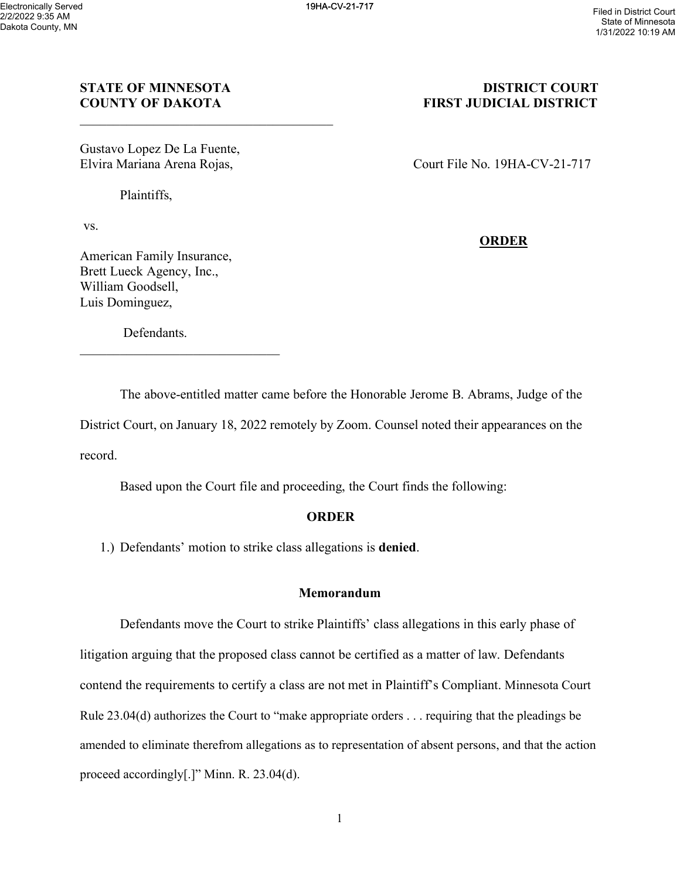Electronically Served
2/2/2022 9:35 AM
Dakota County, MN

19HA-CV-21-717

Filed in District Court
State of Minnesota
1/31/2022 10:19 AM

**STATE OF MINNESOTA** **DISTRICT COURT**
**COUNTY OF DAKOTA** **FIRST JUDICIAL DISTRICT**

Gustavo Lopez De La Fuente,
Elvira Mariana Arena Rojas,

Plaintiffs,

vs.

American Family Insurance,
Brett Lueck Agency, Inc.,
William Goodsell,
Luis Dominguez,

Defendants.

Court File No. 19HA-CV-21-717

**ORDER**

The above-entitled matter came before the Honorable Jerome B. Abrams, Judge of the District Court, on January 18, 2022 remotely by Zoom. Counsel noted their appearances on the record.

Based upon the Court file and proceeding, the Court finds the following:

**ORDER**

1.) Defendants' motion to strike class allegations is **denied**.

**Memorandum**

Defendants move the Court to strike Plaintiffs' class allegations in this early phase of litigation arguing that the proposed class cannot be certified as a matter of law. Defendants contend the requirements to certify a class are not met in Plaintiff's Compliant. Minnesota Court Rule 23.04(d) authorizes the Court to "make appropriate orders . . . requiring that the pleadings be amended to eliminate therefrom allegations as to representation of absent persons, and that the action proceed accordingly[.]" Minn. R. 23.04(d).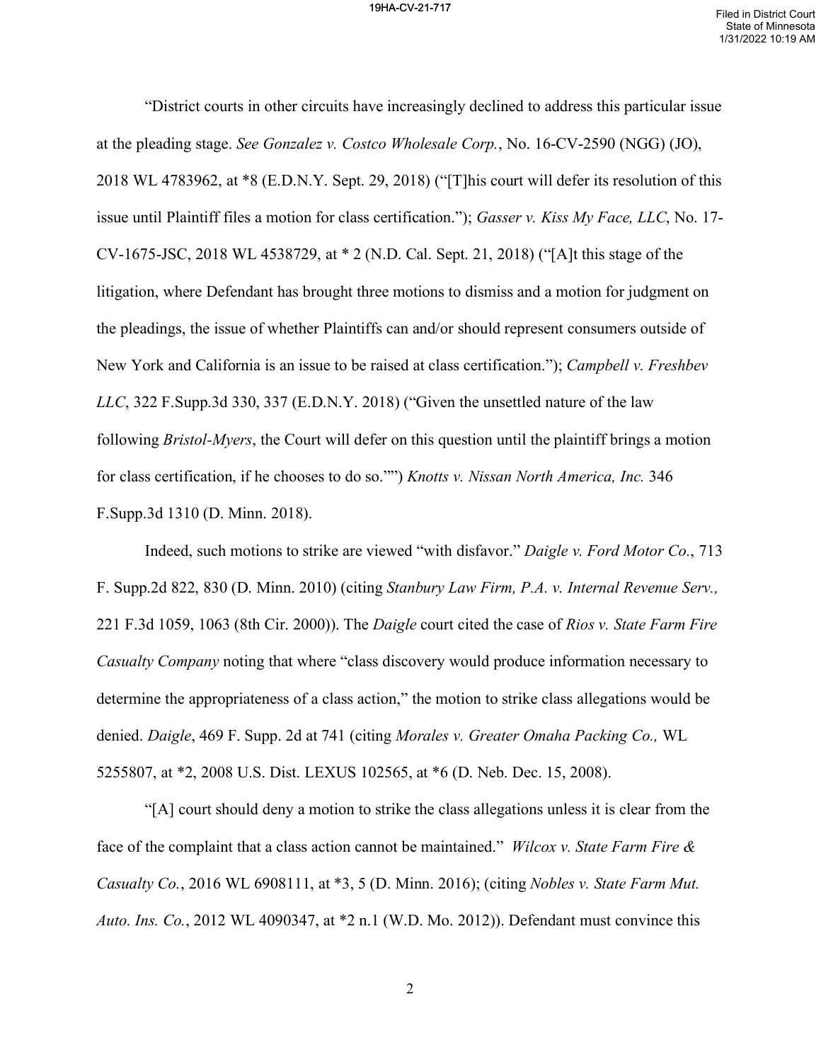"District courts in other circuits have increasingly declined to address this particular issue at the pleading stage. *See Gonzalez v. Costco Wholesale Corp.*, No. 16-CV-2590 (NGG) (JO), 2018 WL 4783962, at *8 (E.D.N.Y. Sept. 29, 2018) ("[T]his court will defer its resolution of this issue until Plaintiff files a motion for class certification."); *Gasser v. Kiss My Face, LLC*, No. 17-CV-1675-JSC, 2018 WL 4538729, at * 2 (N.D. Cal. Sept. 21, 2018) ("[A]t this stage of the litigation, where Defendant has brought three motions to dismiss and a motion for judgment on the pleadings, the issue of whether Plaintiffs can and/or should represent consumers outside of New York and California is an issue to be raised at class certification."); *Campbell v. Freshbev LLC*, 322 F.Supp.3d 330, 337 (E.D.N.Y. 2018) ("Given the unsettled nature of the law following *Bristol-Myers*, the Court will defer on this question until the plaintiff brings a motion for class certification, if he chooses to do so."") *Knotts v. Nissan North America, Inc.* 346 F.Supp.3d 1310 (D. Minn. 2018).

Indeed, such motions to strike are viewed "with disfavor." *Daigle v. Ford Motor Co.*, 713 F. Supp.2d 822, 830 (D. Minn. 2010) (citing *Stanbury Law Firm, P.A. v. Internal Revenue Serv.,* 221 F.3d 1059, 1063 (8th Cir. 2000)). The *Daigle* court cited the case of *Rios v. State Farm Fire Casualty Company* noting that where "class discovery would produce information necessary to determine the appropriateness of a class action," the motion to strike class allegations would be denied. *Daigle*, 469 F. Supp. 2d at 741 (citing *Morales v. Greater Omaha Packing Co.,* WL 5255807, at *2, 2008 U.S. Dist. LEXUS 102565, at *6 (D. Neb. Dec. 15, 2008).

"[A] court should deny a motion to strike the class allegations unless it is clear from the face of the complaint that a class action cannot be maintained." *Wilcox v. State Farm Fire & Casualty Co.*, 2016 WL 6908111, at *3, 5 (D. Minn. 2016); (citing *Nobles v. State Farm Mut. Auto. Ins. Co.*, 2012 WL 4090347, at *2 n.1 (W.D. Mo. 2012)). Defendant must convince this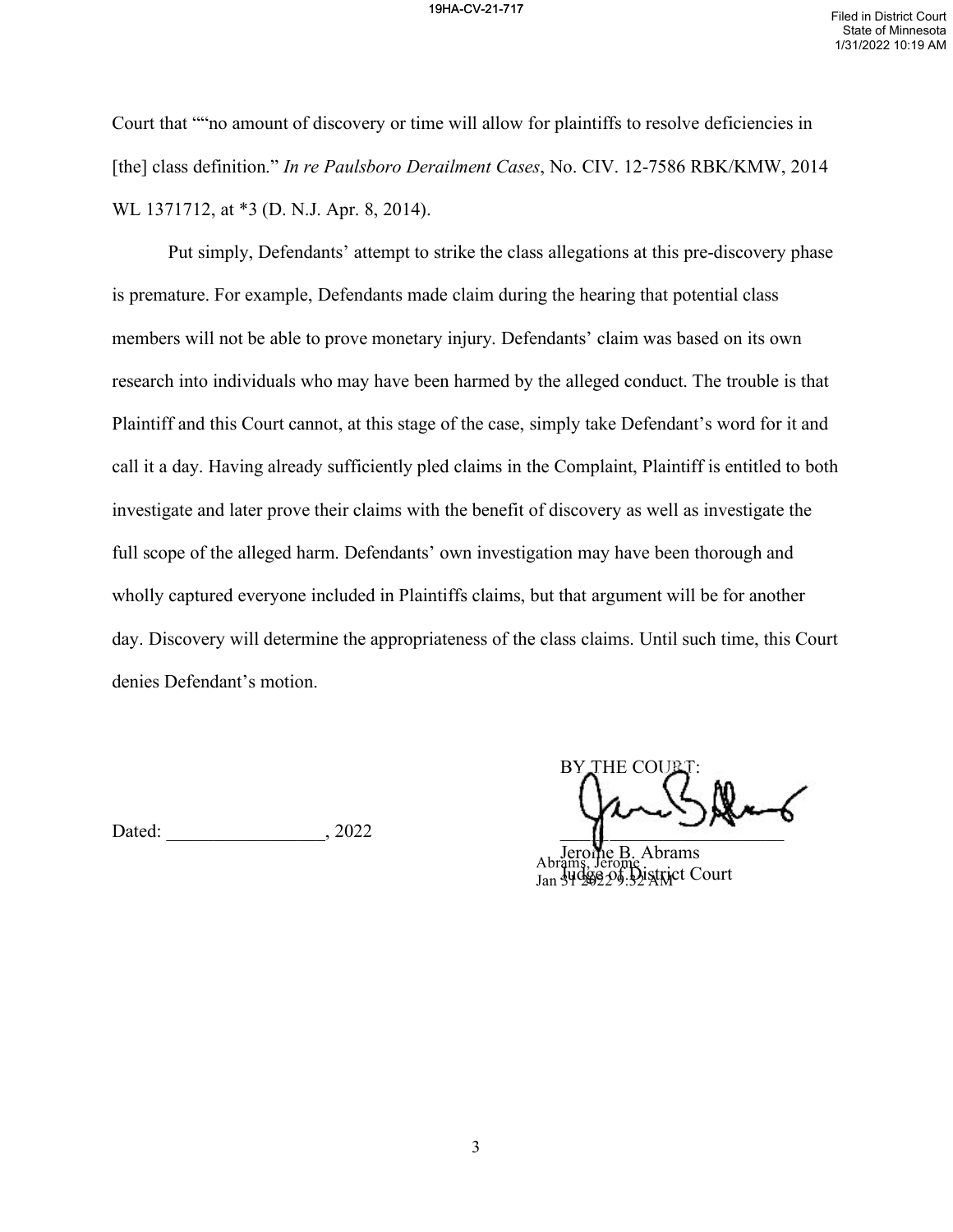Court that ""no amount of discovery or time will allow for plaintiffs to resolve deficiencies in [the] class definition." *In re Paulsboro Derailment Cases*, No. CIV. 12-7586 RBK/KMW, 2014 WL 1371712, at *3 (D. N.J. Apr. 8, 2014).

Put simply, Defendants' attempt to strike the class allegations at this pre-discovery phase is premature. For example, Defendants made claim during the hearing that potential class members will not be able to prove monetary injury. Defendants' claim was based on its own research into individuals who may have been harmed by the alleged conduct. The trouble is that Plaintiff and this Court cannot, at this stage of the case, simply take Defendant's word for it and call it a day. Having already sufficiently pled claims in the Complaint, Plaintiff is entitled to both investigate and later prove their claims with the benefit of discovery as well as investigate the full scope of the alleged harm. Defendants' own investigation may have been thorough and wholly captured everyone included in Plaintiffs claims, but that argument will be for another day. Discovery will determine the appropriateness of the class claims. Until such time, this Court denies Defendant's motion.

BY THE COURT:

Dated: _________________, 2022

_________________________
Jerome B. Abrams
Judge of District Court

Abrams, Jerome
Jan 31 2022 9:32 AM